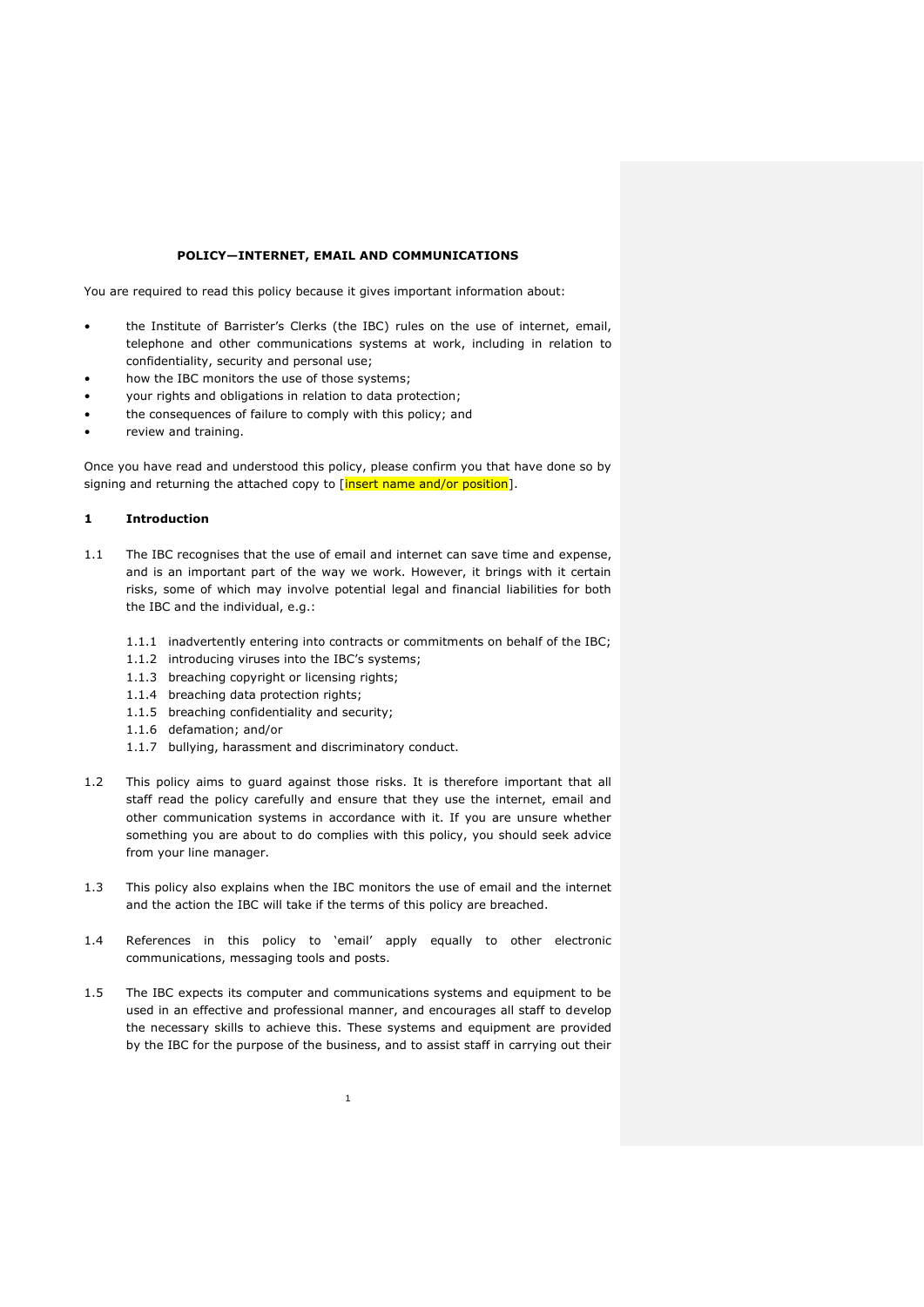**POLICY—INTERNET, EMAIL AND COMMUNICATIONS**

You are required to read this policy because it gives important information about:

- the Institute of Barrister's Clerks (the IBC) rules on the use of internet, email, telephone and other communications systems at work, including in relation to confidentiality, security and personal use;
- how the IBC monitors the use of those systems;
- your rights and obligations in relation to data protection;
- the consequences of failure to comply with this policy; and
- review and training.

Once you have read and understood this policy, please confirm you that have done so by signing and returning the attached copy to [insert name and/or position].

## 1 Introduction

1.1 The IBC recognises that the use of email and internet can save time and expense, and is an important part of the way we work. However, it brings with it certain risks, some of which may involve potential legal and financial liabilities for both the IBC and the individual, e.g.:

- 1.1.1 inadvertently entering into contracts or commitments on behalf of the IBC;
- 1.1.2 introducing viruses into the IBC's systems;
- 1.1.3 breaching copyright or licensing rights;
- 1.1.4 breaching data protection rights;
- 1.1.5 breaching confidentiality and security;
- 1.1.6 defamation; and/or
- 1.1.7 bullying, harassment and discriminatory conduct.

1.2 This policy aims to guard against those risks. It is therefore important that all staff read the policy carefully and ensure that they use the internet, email and other communication systems in accordance with it. If you are unsure whether something you are about to do complies with this policy, you should seek advice from your line manager.

1.3 This policy also explains when the IBC monitors the use of email and the internet and the action the IBC will take if the terms of this policy are breached.

1.4 References in this policy to 'email' apply equally to other electronic communications, messaging tools and posts.

1.5 The IBC expects its computer and communications systems and equipment to be used in an effective and professional manner, and encourages all staff to develop the necessary skills to achieve this. These systems and equipment are provided by the IBC for the purpose of the business, and to assist staff in carrying out their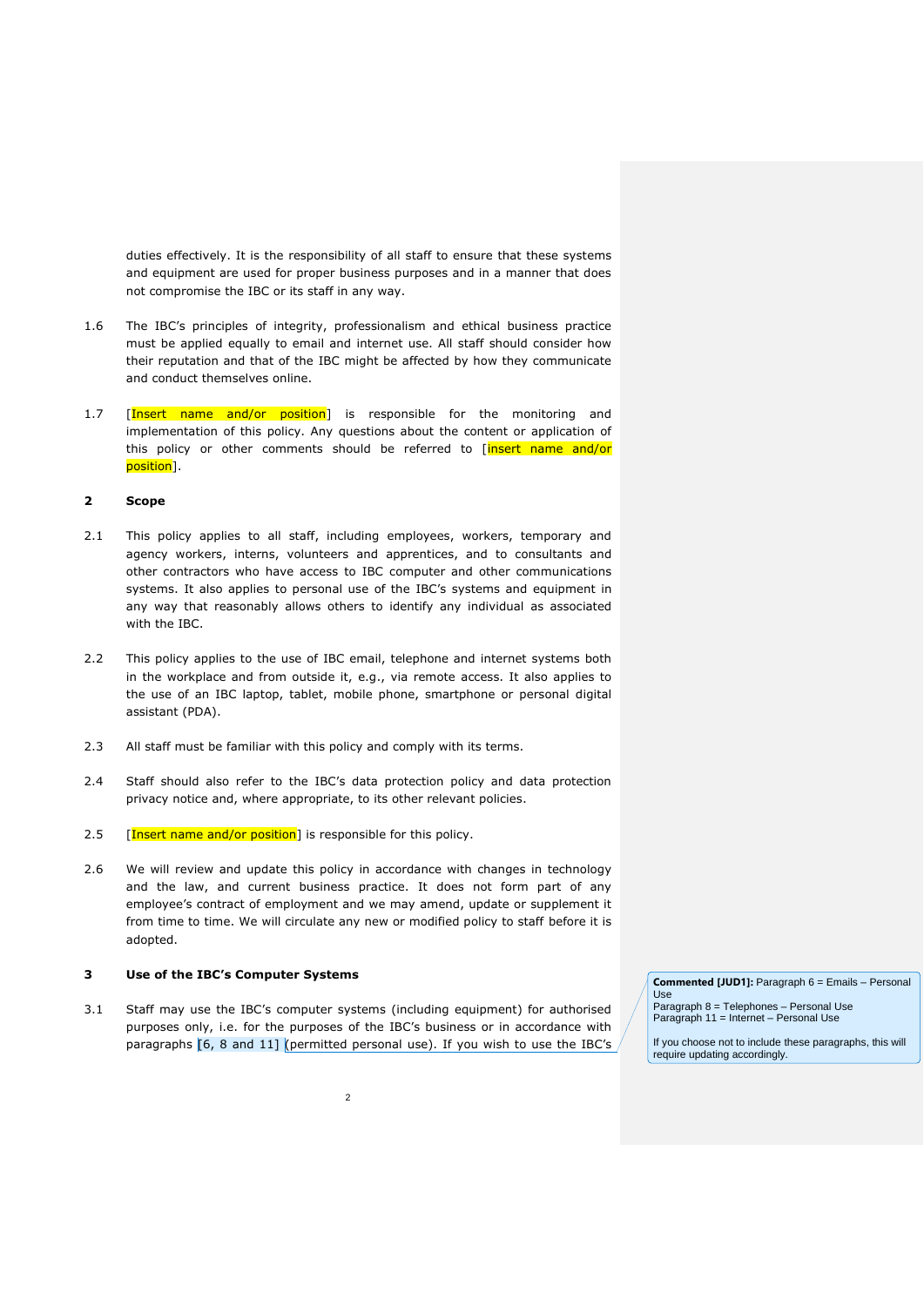duties effectively. It is the responsibility of all staff to ensure that these systems and equipment are used for proper business purposes and in a manner that does not compromise the IBC or its staff in any way.

1.6 The IBC's principles of integrity, professionalism and ethical business practice must be applied equally to email and internet use. All staff should consider how their reputation and that of the IBC might be affected by how they communicate and conduct themselves online.

1.7 [Insert name and/or position] is responsible for the monitoring and implementation of this policy. Any questions about the content or application of this policy or other comments should be referred to [insert name and/or position].

## 2 Scope

2.1 This policy applies to all staff, including employees, workers, temporary and agency workers, interns, volunteers and apprentices, and to consultants and other contractors who have access to IBC computer and other communications systems. It also applies to personal use of the IBC's systems and equipment in any way that reasonably allows others to identify any individual as associated with the IBC.

2.2 This policy applies to the use of IBC email, telephone and internet systems both in the workplace and from outside it, e.g., via remote access. It also applies to the use of an IBC laptop, tablet, mobile phone, smartphone or personal digital assistant (PDA).

2.3 All staff must be familiar with this policy and comply with its terms.

2.4 Staff should also refer to the IBC's data protection policy and data protection privacy notice and, where appropriate, to its other relevant policies.

2.5 [Insert name and/or position] is responsible for this policy.

2.6 We will review and update this policy in accordance with changes in technology and the law, and current business practice. It does not form part of any employee's contract of employment and we may amend, update or supplement it from time to time. We will circulate any new or modified policy to staff before it is adopted.

## 3 Use of the IBC's Computer Systems

3.1 Staff may use the IBC's computer systems (including equipment) for authorised purposes only, i.e. for the purposes of the IBC's business or in accordance with paragraphs [6, 8 and 11] (permitted personal use). If you wish to use the IBC's

**Commented [JUD1]:** Paragraph 6 = Emails – Personal Use
Paragraph 8 = Telephones – Personal Use
Paragraph 11 = Internet – Personal Use

If you choose not to include these paragraphs, this will require updating accordingly.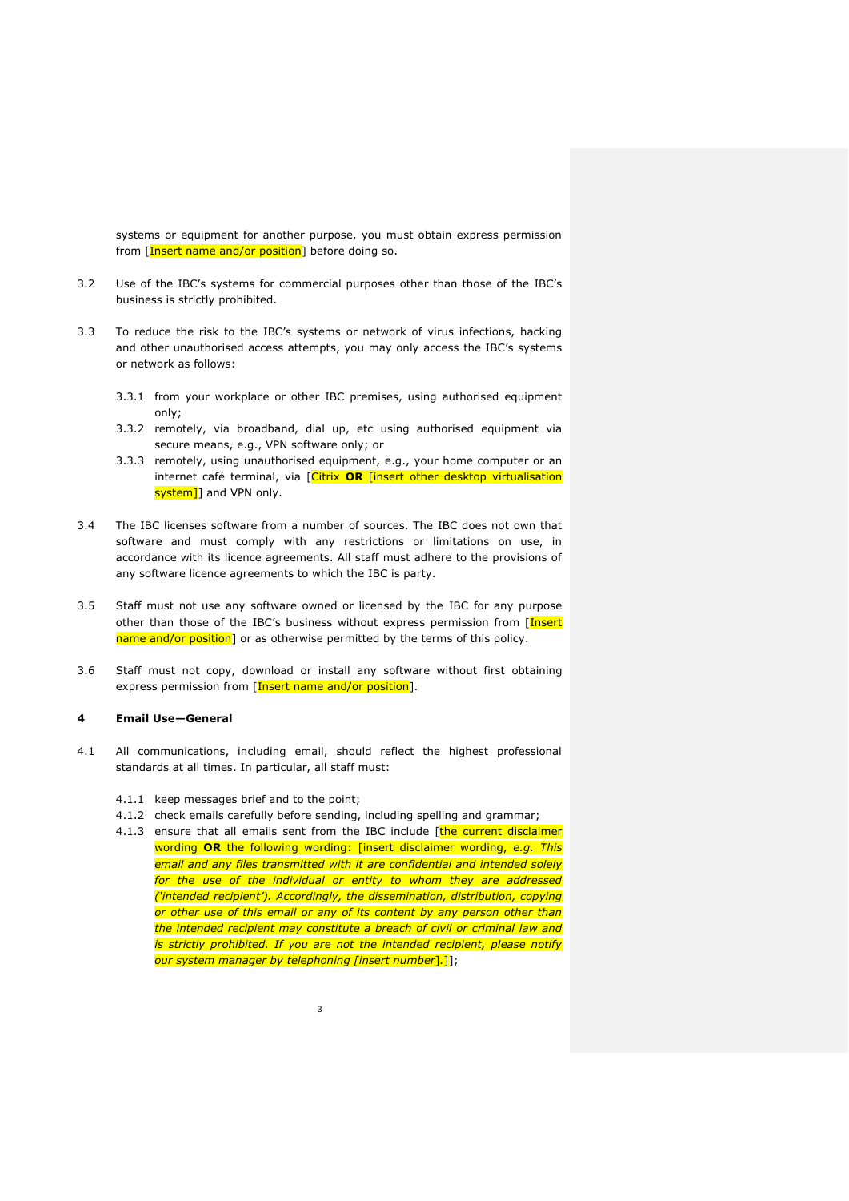systems or equipment for another purpose, you must obtain express permission from [Insert name and/or position] before doing so.

3.2 Use of the IBC's systems for commercial purposes other than those of the IBC's business is strictly prohibited.

3.3 To reduce the risk to the IBC's systems or network of virus infections, hacking and other unauthorised access attempts, you may only access the IBC's systems or network as follows:

3.3.1 from your workplace or other IBC premises, using authorised equipment only;

3.3.2 remotely, via broadband, dial up, etc using authorised equipment via secure means, e.g., VPN software only; or

3.3.3 remotely, using unauthorised equipment, e.g., your home computer or an internet café terminal, via [Citrix **OR** [insert other desktop virtualisation system]] and VPN only.

3.4 The IBC licenses software from a number of sources. The IBC does not own that software and must comply with any restrictions or limitations on use, in accordance with its licence agreements. All staff must adhere to the provisions of any software licence agreements to which the IBC is party.

3.5 Staff must not use any software owned or licensed by the IBC for any purpose other than those of the IBC's business without express permission from [Insert name and/or position] or as otherwise permitted by the terms of this policy.

3.6 Staff must not copy, download or install any software without first obtaining express permission from [Insert name and/or position].

## 4 Email Use—General

4.1 All communications, including email, should reflect the highest professional standards at all times. In particular, all staff must:

4.1.1 keep messages brief and to the point;

4.1.2 check emails carefully before sending, including spelling and grammar;

4.1.3 ensure that all emails sent from the IBC include [the current disclaimer wording **OR** the following wording: [insert disclaimer wording, *e.g. This email and any files transmitted with it are confidential and intended solely for the use of the individual or entity to whom they are addressed ('intended recipient'). Accordingly, the dissemination, distribution, copying or other use of this email or any of its content by any person other than the intended recipient may constitute a breach of civil or criminal law and is strictly prohibited. If you are not the intended recipient, please notify our system manager by telephoning [insert number].*]];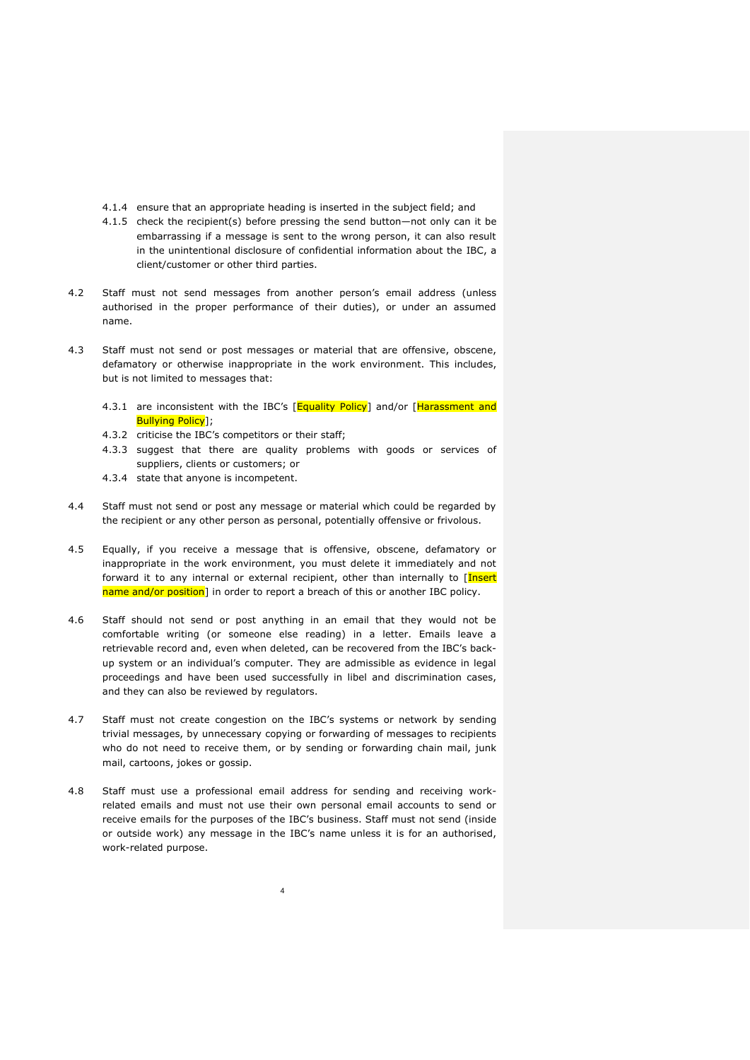4.1.4 ensure that an appropriate heading is inserted in the subject field; and

4.1.5 check the recipient(s) before pressing the send button—not only can it be embarrassing if a message is sent to the wrong person, it can also result in the unintentional disclosure of confidential information about the IBC, a client/customer or other third parties.

4.2 Staff must not send messages from another person's email address (unless authorised in the proper performance of their duties), or under an assumed name.

4.3 Staff must not send or post messages or material that are offensive, obscene, defamatory or otherwise inappropriate in the work environment. This includes, but is not limited to messages that:

4.3.1 are inconsistent with the IBC's [Equality Policy] and/or [Harassment and Bullying Policy];

4.3.2 criticise the IBC's competitors or their staff;

4.3.3 suggest that there are quality problems with goods or services of suppliers, clients or customers; or

4.3.4 state that anyone is incompetent.

4.4 Staff must not send or post any message or material which could be regarded by the recipient or any other person as personal, potentially offensive or frivolous.

4.5 Equally, if you receive a message that is offensive, obscene, defamatory or inappropriate in the work environment, you must delete it immediately and not forward it to any internal or external recipient, other than internally to [Insert name and/or position] in order to report a breach of this or another IBC policy.

4.6 Staff should not send or post anything in an email that they would not be comfortable writing (or someone else reading) in a letter. Emails leave a retrievable record and, even when deleted, can be recovered from the IBC's back-up system or an individual's computer. They are admissible as evidence in legal proceedings and have been used successfully in libel and discrimination cases, and they can also be reviewed by regulators.

4.7 Staff must not create congestion on the IBC's systems or network by sending trivial messages, by unnecessary copying or forwarding of messages to recipients who do not need to receive them, or by sending or forwarding chain mail, junk mail, cartoons, jokes or gossip.

4.8 Staff must use a professional email address for sending and receiving work-related emails and must not use their own personal email accounts to send or receive emails for the purposes of the IBC's business. Staff must not send (inside or outside work) any message in the IBC's name unless it is for an authorised, work-related purpose.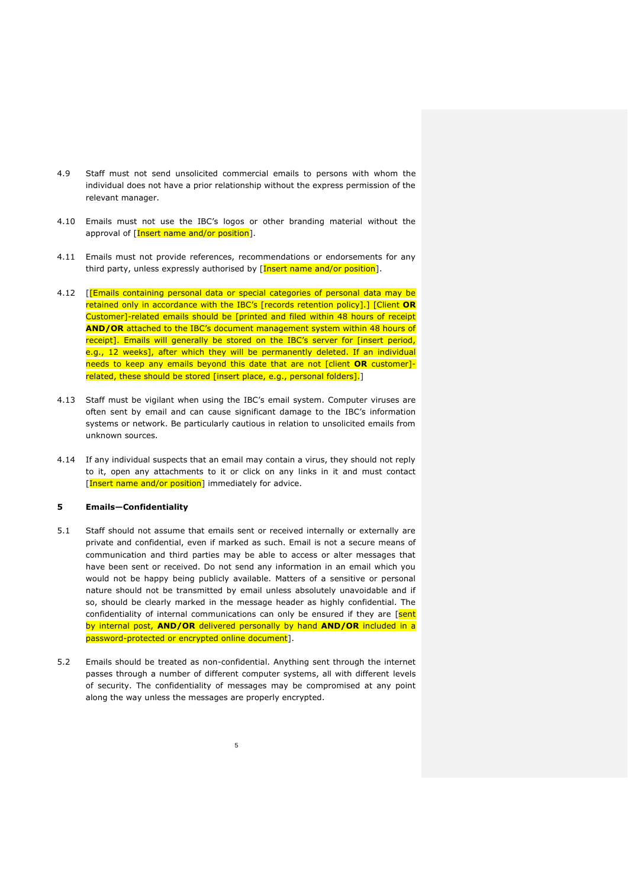4.9 Staff must not send unsolicited commercial emails to persons with whom the individual does not have a prior relationship without the express permission of the relevant manager.

4.10 Emails must not use the IBC's logos or other branding material without the approval of [Insert name and/or position].

4.11 Emails must not provide references, recommendations or endorsements for any third party, unless expressly authorised by [Insert name and/or position].

4.12 [[Emails containing personal data or special categories of personal data may be retained only in accordance with the IBC's [records retention policy].] [Client **OR** Customer]-related emails should be [printed and filed within 48 hours of receipt **AND/OR** attached to the IBC's document management system within 48 hours of receipt]. Emails will generally be stored on the IBC's server for [insert period, e.g., 12 weeks], after which they will be permanently deleted. If an individual needs to keep any emails beyond this date that are not [client **OR** customer]-related, these should be stored [insert place, e.g., personal folders].]

4.13 Staff must be vigilant when using the IBC's email system. Computer viruses are often sent by email and can cause significant damage to the IBC's information systems or network. Be particularly cautious in relation to unsolicited emails from unknown sources.

4.14 If any individual suspects that an email may contain a virus, they should not reply to it, open any attachments to it or click on any links in it and must contact [Insert name and/or position] immediately for advice.

## 5 Emails—Confidentiality

5.1 Staff should not assume that emails sent or received internally or externally are private and confidential, even if marked as such. Email is not a secure means of communication and third parties may be able to access or alter messages that have been sent or received. Do not send any information in an email which you would not be happy being publicly available. Matters of a sensitive or personal nature should not be transmitted by email unless absolutely unavoidable and if so, should be clearly marked in the message header as highly confidential. The confidentiality of internal communications can only be ensured if they are [sent by internal post, **AND/OR** delivered personally by hand **AND/OR** included in a password-protected or encrypted online document].

5.2 Emails should be treated as non-confidential. Anything sent through the internet passes through a number of different computer systems, all with different levels of security. The confidentiality of messages may be compromised at any point along the way unless the messages are properly encrypted.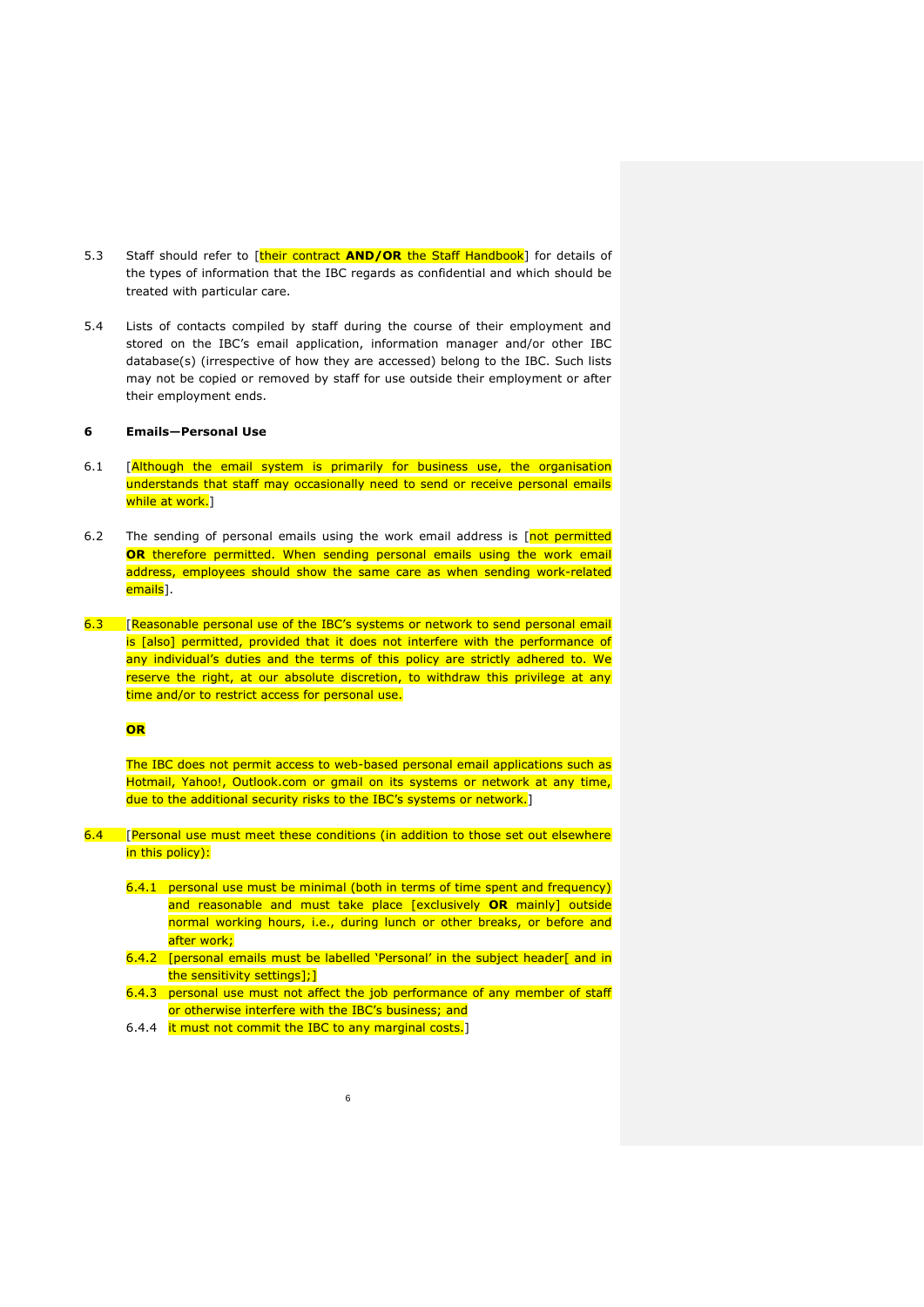5.3 Staff should refer to [their contract **AND/OR** the Staff Handbook] for details of the types of information that the IBC regards as confidential and which should be treated with particular care.

5.4 Lists of contacts compiled by staff during the course of their employment and stored on the IBC's email application, information manager and/or other IBC database(s) (irrespective of how they are accessed) belong to the IBC. Such lists may not be copied or removed by staff for use outside their employment or after their employment ends.

## 6 Emails—Personal Use

6.1 [Although the email system is primarily for business use, the organisation understands that staff may occasionally need to send or receive personal emails while at work.]

6.2 The sending of personal emails using the work email address is [not permitted **OR** therefore permitted. When sending personal emails using the work email address, employees should show the same care as when sending work-related emails].

6.3 [Reasonable personal use of the IBC's systems or network to send personal email is [also] permitted, provided that it does not interfere with the performance of any individual's duties and the terms of this policy are strictly adhered to. We reserve the right, at our absolute discretion, to withdraw this privilege at any time and/or to restrict access for personal use.

**OR**

The IBC does not permit access to web-based personal email applications such as Hotmail, Yahoo!, Outlook.com or gmail on its systems or network at any time, due to the additional security risks to the IBC's systems or network.]

6.4 [Personal use must meet these conditions (in addition to those set out elsewhere in this policy):

6.4.1 personal use must be minimal (both in terms of time spent and frequency) and reasonable and must take place [exclusively **OR** mainly] outside normal working hours, i.e., during lunch or other breaks, or before and after work;

6.4.2 [personal emails must be labelled 'Personal' in the subject header[ and in the sensitivity settings];]

6.4.3 personal use must not affect the job performance of any member of staff or otherwise interfere with the IBC's business; and

6.4.4 it must not commit the IBC to any marginal costs.]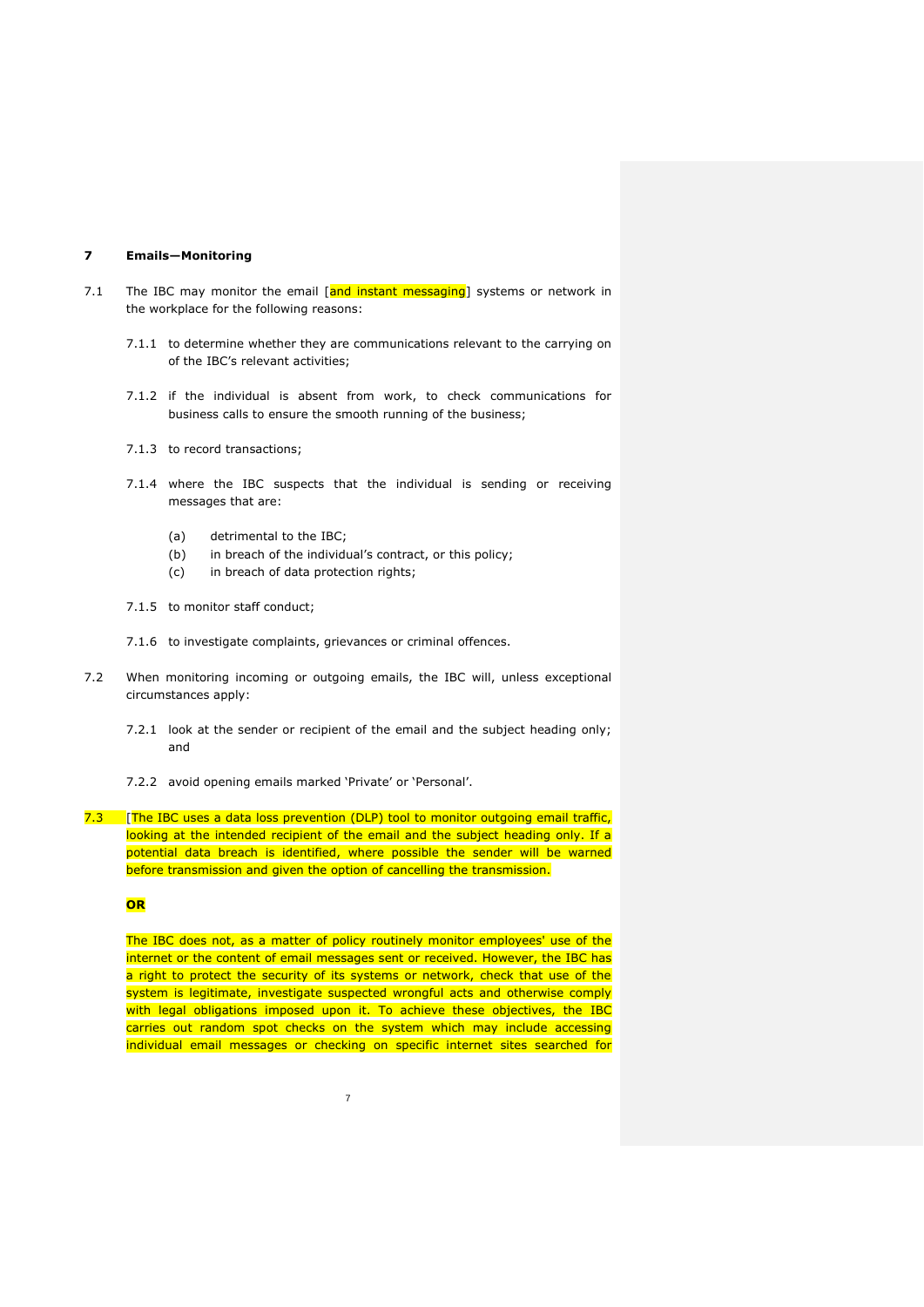## 7 Emails—Monitoring

7.1 The IBC may monitor the email [and instant messaging] systems or network in the workplace for the following reasons:

7.1.1 to determine whether they are communications relevant to the carrying on of the IBC's relevant activities;

7.1.2 if the individual is absent from work, to check communications for business calls to ensure the smooth running of the business;

7.1.3 to record transactions;

7.1.4 where the IBC suspects that the individual is sending or receiving messages that are:

(a) detrimental to the IBC;
(b) in breach of the individual's contract, or this policy;
(c) in breach of data protection rights;

7.1.5 to monitor staff conduct;

7.1.6 to investigate complaints, grievances or criminal offences.

7.2 When monitoring incoming or outgoing emails, the IBC will, unless exceptional circumstances apply:

7.2.1 look at the sender or recipient of the email and the subject heading only; and

7.2.2 avoid opening emails marked 'Private' or 'Personal'.

7.3 [The IBC uses a data loss prevention (DLP) tool to monitor outgoing email traffic, looking at the intended recipient of the email and the subject heading only. If a potential data breach is identified, where possible the sender will be warned before transmission and given the option of cancelling the transmission.

**OR**

The IBC does not, as a matter of policy routinely monitor employees' use of the internet or the content of email messages sent or received. However, the IBC has a right to protect the security of its systems or network, check that use of the system is legitimate, investigate suspected wrongful acts and otherwise comply with legal obligations imposed upon it. To achieve these objectives, the IBC carries out random spot checks on the system which may include accessing individual email messages or checking on specific internet sites searched for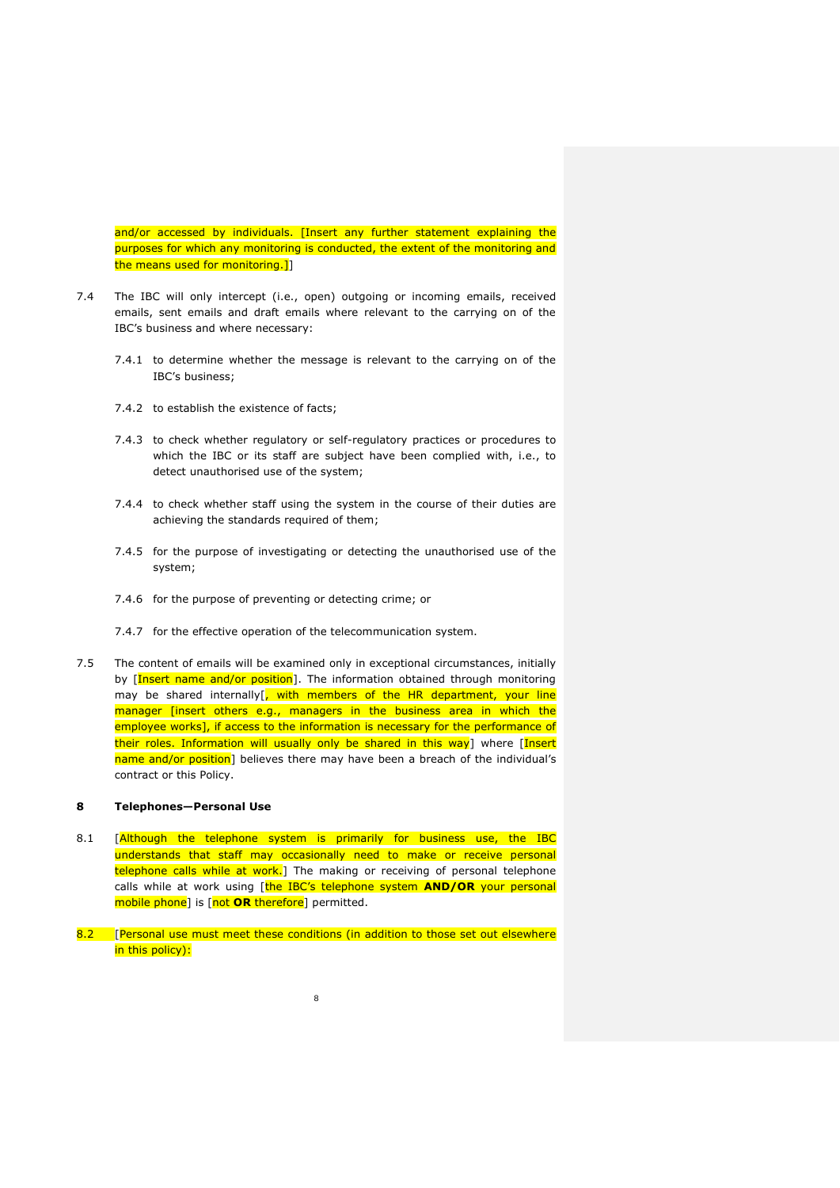and/or accessed by individuals. [Insert any further statement explaining the purposes for which any monitoring is conducted, the extent of the monitoring and the means used for monitoring.]]

7.4 The IBC will only intercept (i.e., open) outgoing or incoming emails, received emails, sent emails and draft emails where relevant to the carrying on of the IBC's business and where necessary:

7.4.1 to determine whether the message is relevant to the carrying on of the IBC's business;

7.4.2 to establish the existence of facts;

7.4.3 to check whether regulatory or self-regulatory practices or procedures to which the IBC or its staff are subject have been complied with, i.e., to detect unauthorised use of the system;

7.4.4 to check whether staff using the system in the course of their duties are achieving the standards required of them;

7.4.5 for the purpose of investigating or detecting the unauthorised use of the system;

7.4.6 for the purpose of preventing or detecting crime; or

7.4.7 for the effective operation of the telecommunication system.

7.5 The content of emails will be examined only in exceptional circumstances, initially by [Insert name and/or position]. The information obtained through monitoring may be shared internally[, with members of the HR department, your line manager [insert others e.g., managers in the business area in which the employee works], if access to the information is necessary for the performance of their roles. Information will usually only be shared in this way] where [Insert name and/or position] believes there may have been a breach of the individual's contract or this Policy.

## 8 Telephones—Personal Use

8.1 [Although the telephone system is primarily for business use, the IBC understands that staff may occasionally need to make or receive personal telephone calls while at work.] The making or receiving of personal telephone calls while at work using [the IBC's telephone system **AND/OR** your personal mobile phone] is [not **OR** therefore] permitted.

8.2 [Personal use must meet these conditions (in addition to those set out elsewhere in this policy):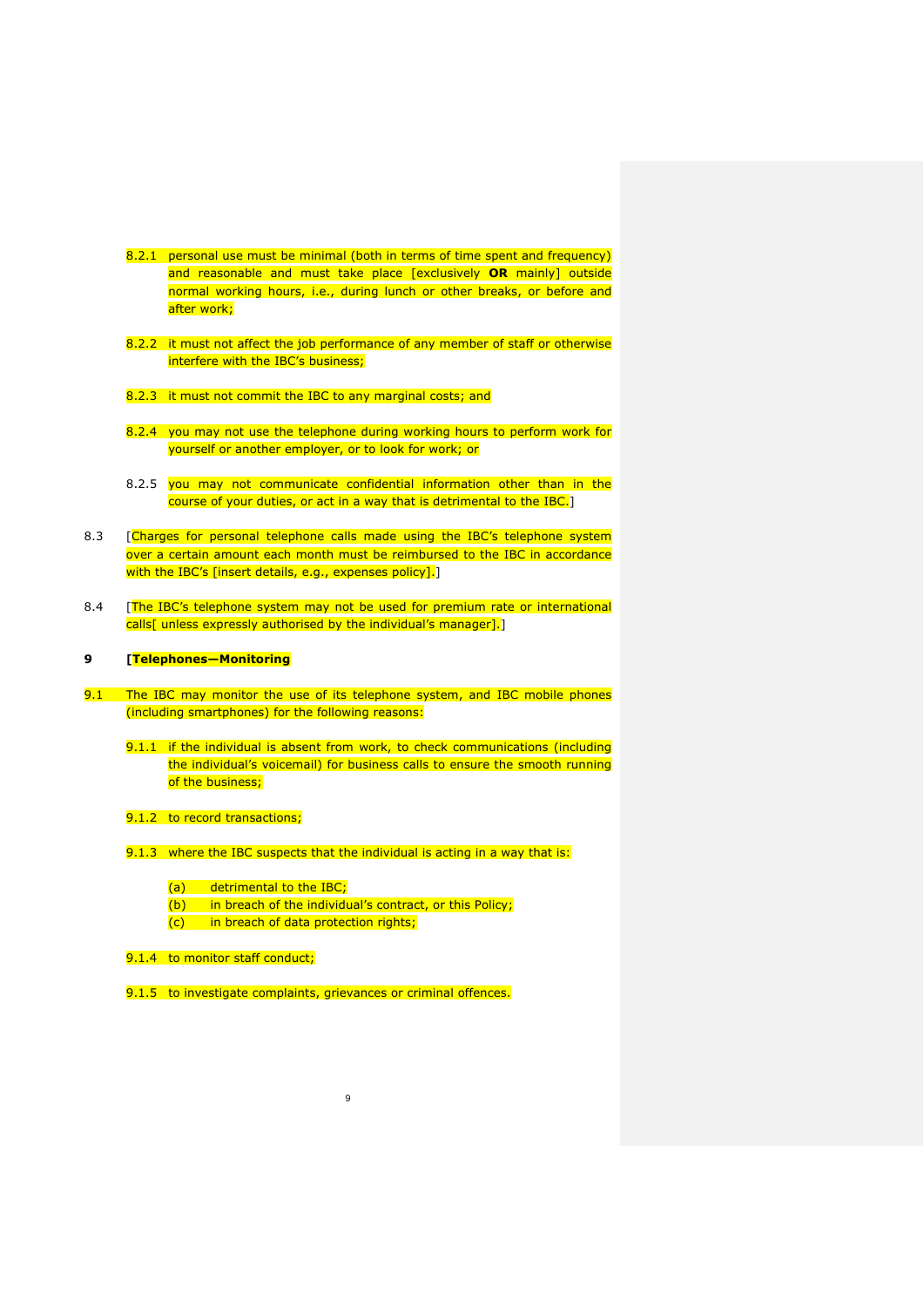8.2.1 personal use must be minimal (both in terms of time spent and frequency) and reasonable and must take place [exclusively **OR** mainly] outside normal working hours, i.e., during lunch or other breaks, or before and after work;

8.2.2 it must not affect the job performance of any member of staff or otherwise interfere with the IBC's business;

8.2.3 it must not commit the IBC to any marginal costs; and

8.2.4 you may not use the telephone during working hours to perform work for yourself or another employer, or to look for work; or

8.2.5 you may not communicate confidential information other than in the course of your duties, or act in a way that is detrimental to the IBC.]

8.3 [Charges for personal telephone calls made using the IBC's telephone system over a certain amount each month must be reimbursed to the IBC in accordance with the IBC's [insert details, e.g., expenses policy].]

8.4 [The IBC's telephone system may not be used for premium rate or international calls[ unless expressly authorised by the individual's manager].]

## 9 [Telephones—Monitoring

9.1 The IBC may monitor the use of its telephone system, and IBC mobile phones (including smartphones) for the following reasons:

9.1.1 if the individual is absent from work, to check communications (including the individual's voicemail) for business calls to ensure the smooth running of the business;

9.1.2 to record transactions;

9.1.3 where the IBC suspects that the individual is acting in a way that is:

(a) detrimental to the IBC;
(b) in breach of the individual's contract, or this Policy;
(c) in breach of data protection rights;

9.1.4 to monitor staff conduct;

9.1.5 to investigate complaints, grievances or criminal offences.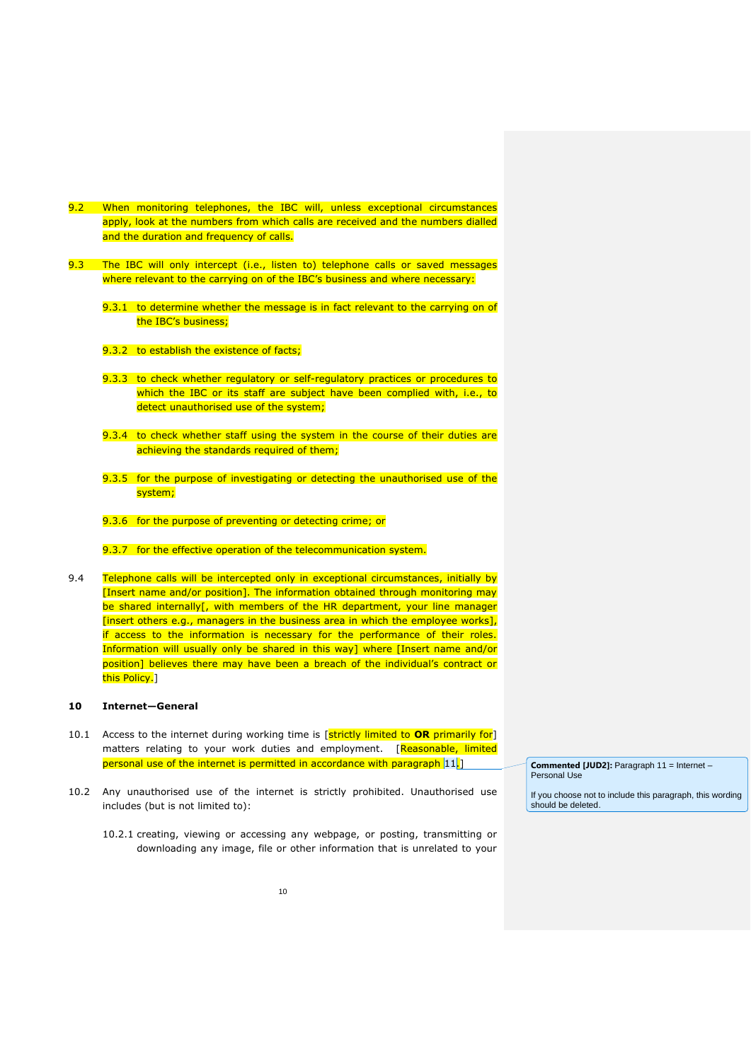9.2 When monitoring telephones, the IBC will, unless exceptional circumstances apply, look at the numbers from which calls are received and the numbers dialled and the duration and frequency of calls.

9.3 The IBC will only intercept (i.e., listen to) telephone calls or saved messages where relevant to the carrying on of the IBC's business and where necessary:

9.3.1 to determine whether the message is in fact relevant to the carrying on of the IBC's business;

9.3.2 to establish the existence of facts;

9.3.3 to check whether regulatory or self-regulatory practices or procedures to which the IBC or its staff are subject have been complied with, i.e., to detect unauthorised use of the system;

9.3.4 to check whether staff using the system in the course of their duties are achieving the standards required of them;

9.3.5 for the purpose of investigating or detecting the unauthorised use of the system;

9.3.6 for the purpose of preventing or detecting crime; or

9.3.7 for the effective operation of the telecommunication system.

9.4 Telephone calls will be intercepted only in exceptional circumstances, initially by [Insert name and/or position]. The information obtained through monitoring may be shared internally[, with members of the HR department, your line manager [insert others e.g., managers in the business area in which the employee works], if access to the information is necessary for the performance of their roles. Information will usually only be shared in this way] where [Insert name and/or position] believes there may have been a breach of the individual's contract or this Policy.]

**10 Internet—General**

10.1 Access to the internet during working time is [strictly limited to **OR** primarily for] matters relating to your work duties and employment. [Reasonable, limited personal use of the internet is permitted in accordance with paragraph 11.]

> **Commented [JUD2]:** Paragraph 11 = Internet – Personal Use
>
> If you choose not to include this paragraph, this wording should be deleted.

10.2 Any unauthorised use of the internet is strictly prohibited. Unauthorised use includes (but is not limited to):

10.2.1 creating, viewing or accessing any webpage, or posting, transmitting or downloading any image, file or other information that is unrelated to your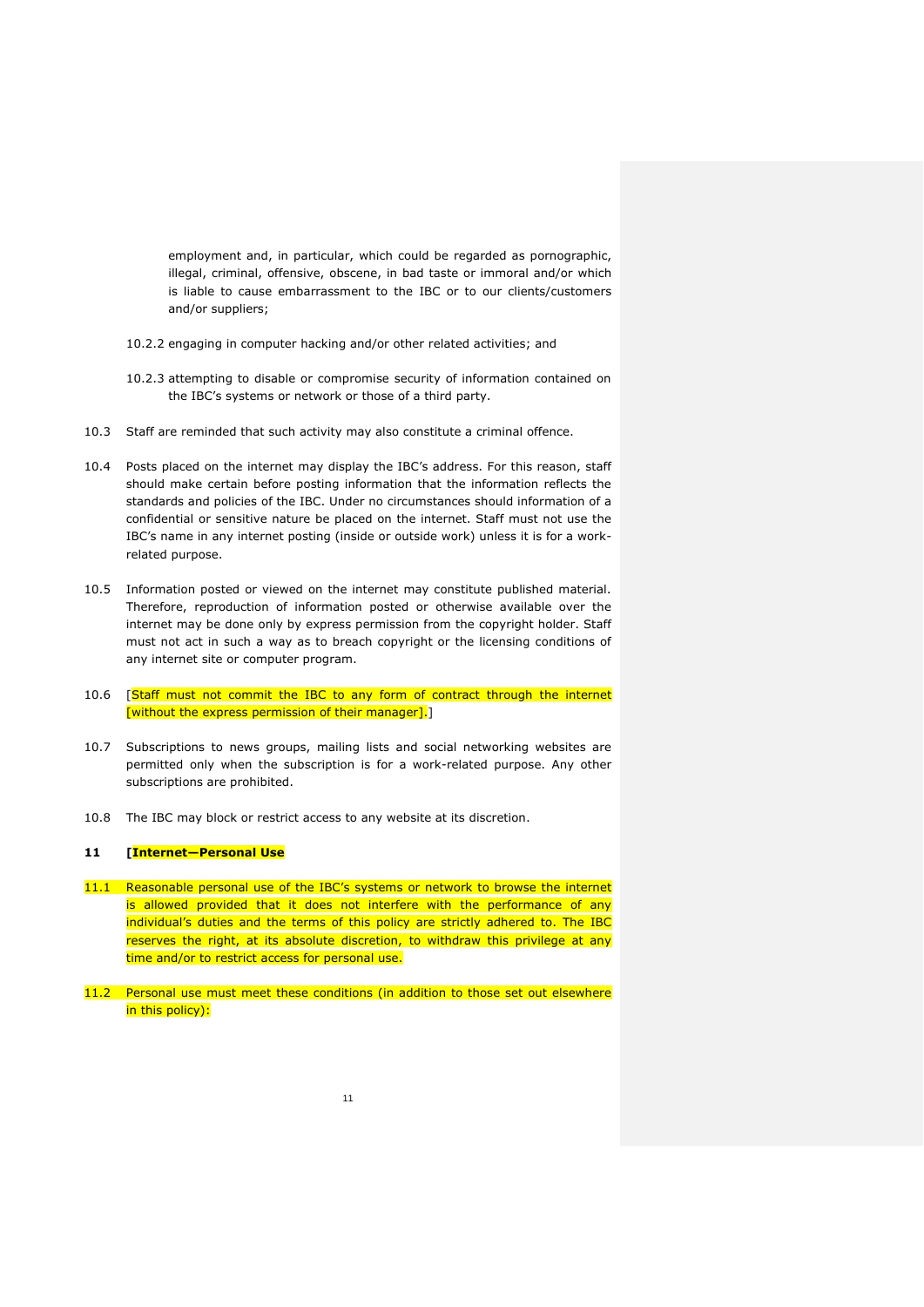employment and, in particular, which could be regarded as pornographic, illegal, criminal, offensive, obscene, in bad taste or immoral and/or which is liable to cause embarrassment to the IBC or to our clients/customers and/or suppliers;

10.2.2 engaging in computer hacking and/or other related activities; and

10.2.3 attempting to disable or compromise security of information contained on the IBC's systems or network or those of a third party.

10.3 Staff are reminded that such activity may also constitute a criminal offence.

10.4 Posts placed on the internet may display the IBC's address. For this reason, staff should make certain before posting information that the information reflects the standards and policies of the IBC. Under no circumstances should information of a confidential or sensitive nature be placed on the internet. Staff must not use the IBC's name in any internet posting (inside or outside work) unless it is for a work-related purpose.

10.5 Information posted or viewed on the internet may constitute published material. Therefore, reproduction of information posted or otherwise available over the internet may be done only by express permission from the copyright holder. Staff must not act in such a way as to breach copyright or the licensing conditions of any internet site or computer program.

10.6 [Staff must not commit the IBC to any form of contract through the internet [without the express permission of their manager].]

10.7 Subscriptions to news groups, mailing lists and social networking websites are permitted only when the subscription is for a work-related purpose. Any other subscriptions are prohibited.

10.8 The IBC may block or restrict access to any website at its discretion.

## 11 [Internet—Personal Use

11.1 Reasonable personal use of the IBC's systems or network to browse the internet is allowed provided that it does not interfere with the performance of any individual's duties and the terms of this policy are strictly adhered to. The IBC reserves the right, at its absolute discretion, to withdraw this privilege at any time and/or to restrict access for personal use.

11.2 Personal use must meet these conditions (in addition to those set out elsewhere in this policy):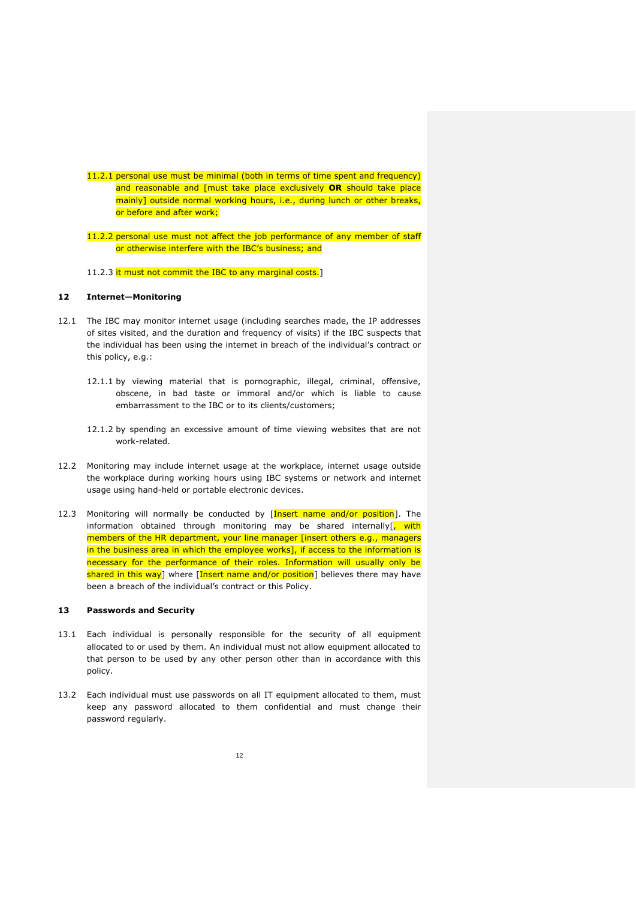11.2.1 personal use must be minimal (both in terms of time spent and frequency) and reasonable and [must take place exclusively **OR** should take place mainly] outside normal working hours, i.e., during lunch or other breaks, or before and after work;

11.2.2 personal use must not affect the job performance of any member of staff or otherwise interfere with the IBC's business; and

11.2.3 it must not commit the IBC to any marginal costs.]

## 12 Internet—Monitoring

12.1 The IBC may monitor internet usage (including searches made, the IP addresses of sites visited, and the duration and frequency of visits) if the IBC suspects that the individual has been using the internet in breach of the individual's contract or this policy, e.g.:

12.1.1 by viewing material that is pornographic, illegal, criminal, offensive, obscene, in bad taste or immoral and/or which is liable to cause embarrassment to the IBC or to its clients/customers;

12.1.2 by spending an excessive amount of time viewing websites that are not work-related.

12.2 Monitoring may include internet usage at the workplace, internet usage outside the workplace during working hours using IBC systems or network and internet usage using hand-held or portable electronic devices.

12.3 Monitoring will normally be conducted by [Insert name and/or position]. The information obtained through monitoring may be shared internally[, with members of the HR department, your line manager [insert others e.g., managers in the business area in which the employee works], if access to the information is necessary for the performance of their roles. Information will usually only be shared in this way] where [Insert name and/or position] believes there may have been a breach of the individual's contract or this Policy.

## 13 Passwords and Security

13.1 Each individual is personally responsible for the security of all equipment allocated to or used by them. An individual must not allow equipment allocated to that person to be used by any other person other than in accordance with this policy.

13.2 Each individual must use passwords on all IT equipment allocated to them, must keep any password allocated to them confidential and must change their password regularly.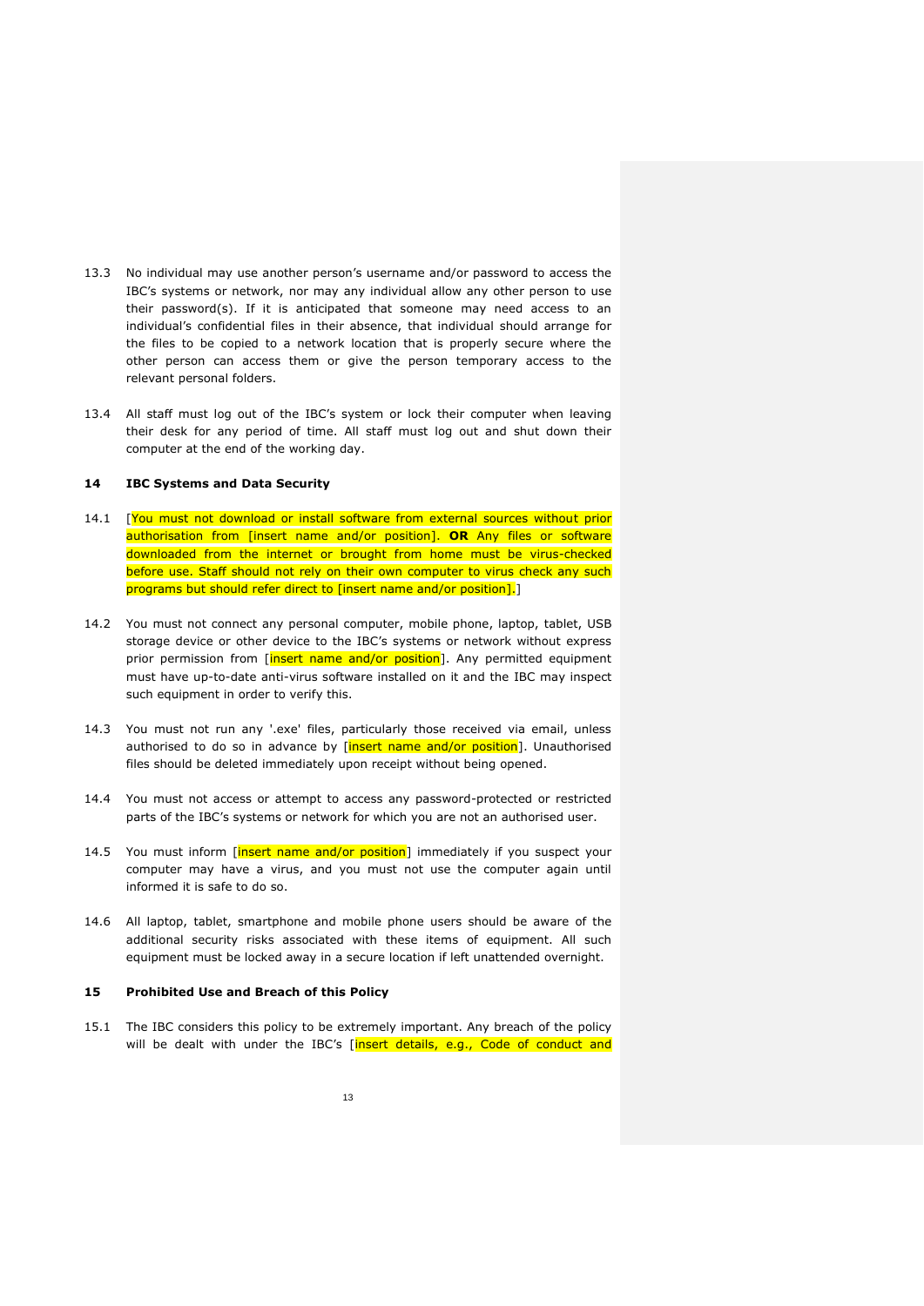13.3 No individual may use another person's username and/or password to access the IBC's systems or network, nor may any individual allow any other person to use their password(s). If it is anticipated that someone may need access to an individual's confidential files in their absence, that individual should arrange for the files to be copied to a network location that is properly secure where the other person can access them or give the person temporary access to the relevant personal folders.

13.4 All staff must log out of the IBC's system or lock their computer when leaving their desk for any period of time. All staff must log out and shut down their computer at the end of the working day.

## 14 IBC Systems and Data Security

14.1 [You must not download or install software from external sources without prior authorisation from [insert name and/or position]. **OR** Any files or software downloaded from the internet or brought from home must be virus-checked before use. Staff should not rely on their own computer to virus check any such programs but should refer direct to [insert name and/or position].]

14.2 You must not connect any personal computer, mobile phone, laptop, tablet, USB storage device or other device to the IBC's systems or network without express prior permission from [insert name and/or position]. Any permitted equipment must have up-to-date anti-virus software installed on it and the IBC may inspect such equipment in order to verify this.

14.3 You must not run any '.exe' files, particularly those received via email, unless authorised to do so in advance by [insert name and/or position]. Unauthorised files should be deleted immediately upon receipt without being opened.

14.4 You must not access or attempt to access any password-protected or restricted parts of the IBC's systems or network for which you are not an authorised user.

14.5 You must inform [insert name and/or position] immediately if you suspect your computer may have a virus, and you must not use the computer again until informed it is safe to do so.

14.6 All laptop, tablet, smartphone and mobile phone users should be aware of the additional security risks associated with these items of equipment. All such equipment must be locked away in a secure location if left unattended overnight.

## 15 Prohibited Use and Breach of this Policy

15.1 The IBC considers this policy to be extremely important. Any breach of the policy will be dealt with under the IBC's [insert details, e.g., Code of conduct and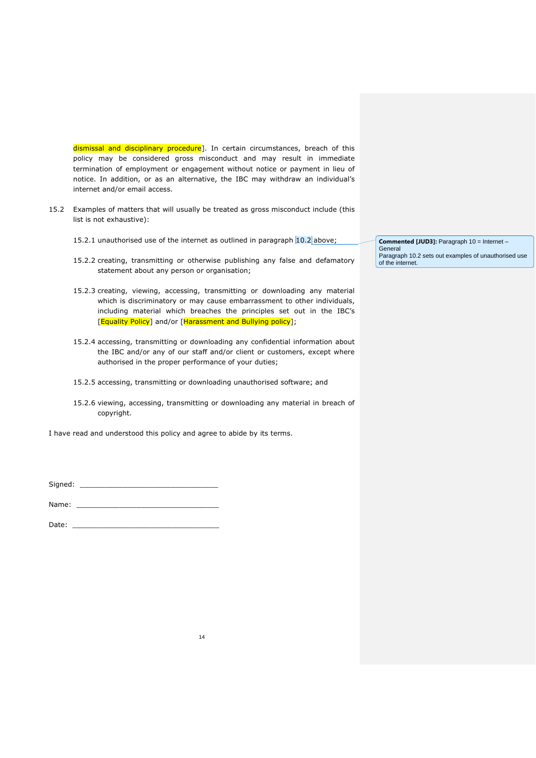dismissal and disciplinary procedure]. In certain circumstances, breach of this policy may be considered gross misconduct and may result in immediate termination of employment or engagement without notice or payment in lieu of notice. In addition, or as an alternative, the IBC may withdraw an individual's internet and/or email access.

15.2 Examples of matters that will usually be treated as gross misconduct include (this list is not exhaustive):

15.2.1 unauthorised use of the internet as outlined in paragraph 10.2 above;

15.2.2 creating, transmitting or otherwise publishing any false and defamatory statement about any person or organisation;

15.2.3 creating, viewing, accessing, transmitting or downloading any material which is discriminatory or may cause embarrassment to other individuals, including material which breaches the principles set out in the IBC's [Equality Policy] and/or [Harassment and Bullying policy];

15.2.4 accessing, transmitting or downloading any confidential information about the IBC and/or any of our staff and/or client or customers, except where authorised in the proper performance of your duties;

15.2.5 accessing, transmitting or downloading unauthorised software; and

15.2.6 viewing, accessing, transmitting or downloading any material in breach of copyright.

I have read and understood this policy and agree to abide by its terms.

Signed: ________________________________

Name: ________________________________

Date: ________________________________

**Commented [JUD3]:** Paragraph 10 = Internet – General
Paragraph 10.2 sets out examples of unauthorised use of the internet.